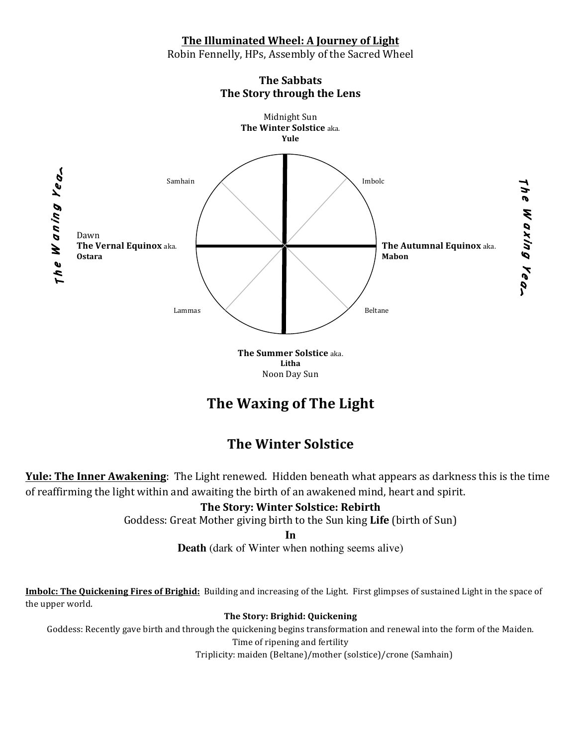**The Illuminated Wheel: A Journey of Light**

Robin Fennelly, HPs, Assembly of the Sacred Wheel

**The Sabbats**
**The Story through the Lens**

Midnight Sun
**The Winter Solstice** aka.
**Yule**

Samhain

Imbolc

*The Waning Year*

Dawn
**The Vernal Equinox** aka.
**Ostara**

**The Autumnal Equinox** aka.
**Mabon**

*The Waxing Year*

Lammas

Beltane

**The Summer Solstice** aka.
**Litha**
Noon Day Sun

## The Waxing of The Light

## The Winter Solstice

**Yule: The Inner Awakening**: The Light renewed. Hidden beneath what appears as darkness this is the time of reaffirming the light within and awaiting the birth of an awakened mind, heart and spirit.

**The Story: Winter Solstice: Rebirth**

Goddess: Great Mother giving birth to the Sun king **Life** (birth of Sun)

**In**

**Death** (dark of Winter when nothing seems alive)

**Imbolc: The Quickening Fires of Brighid:** Building and increasing of the Light. First glimpses of sustained Light in the space of the upper world.

**The Story: Brighid: Quickening**

Goddess: Recently gave birth and through the quickening begins transformation and renewal into the form of the Maiden.

Time of ripening and fertility

Triplicity: maiden (Beltane)/mother (solstice)/crone (Samhain)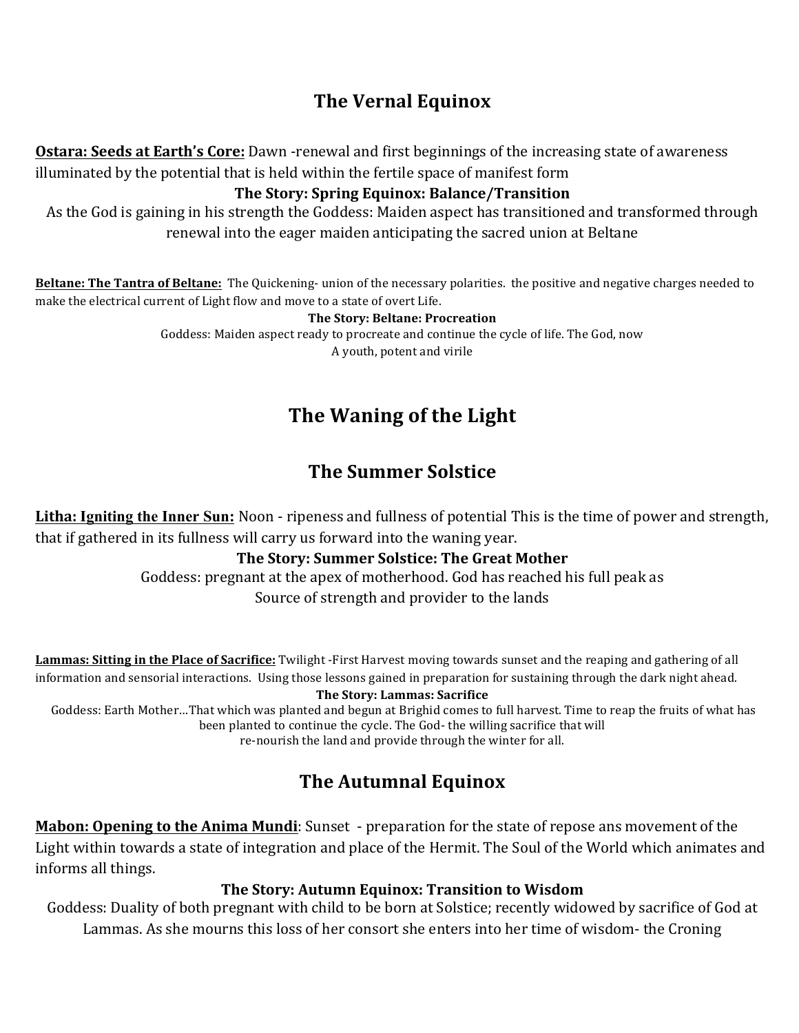## The Vernal Equinox

**Ostara: Seeds at Earth's Core:** Dawn -renewal and first beginnings of the increasing state of awareness illuminated by the potential that is held within the fertile space of manifest form

**The Story: Spring Equinox: Balance/Transition**

As the God is gaining in his strength the Goddess: Maiden aspect has transitioned and transformed through renewal into the eager maiden anticipating the sacred union at Beltane

**Beltane: The Tantra of Beltane:** The Quickening- union of the necessary polarities. the positive and negative charges needed to make the electrical current of Light flow and move to a state of overt Life.

**The Story: Beltane: Procreation**

Goddess: Maiden aspect ready to procreate and continue the cycle of life. The God, now
A youth, potent and virile

## The Waning of the Light

## The Summer Solstice

**Litha: Igniting the Inner Sun:** Noon - ripeness and fullness of potential This is the time of power and strength, that if gathered in its fullness will carry us forward into the waning year.

**The Story: Summer Solstice: The Great Mother**

Goddess: pregnant at the apex of motherhood. God has reached his full peak as
Source of strength and provider to the lands

**Lammas: Sitting in the Place of Sacrifice:** Twilight -First Harvest moving towards sunset and the reaping and gathering of all information and sensorial interactions. Using those lessons gained in preparation for sustaining through the dark night ahead.

**The Story: Lammas: Sacrifice**

Goddess: Earth Mother…That which was planted and begun at Brighid comes to full harvest. Time to reap the fruits of what has been planted to continue the cycle. The God- the willing sacrifice that will
re-nourish the land and provide through the winter for all.

## The Autumnal Equinox

**Mabon: Opening to the Anima Mundi**: Sunset - preparation for the state of repose ans movement of the Light within towards a state of integration and place of the Hermit. The Soul of the World which animates and informs all things.

**The Story: Autumn Equinox: Transition to Wisdom**

Goddess: Duality of both pregnant with child to be born at Solstice; recently widowed by sacrifice of God at Lammas. As she mourns this loss of her consort she enters into her time of wisdom- the Croning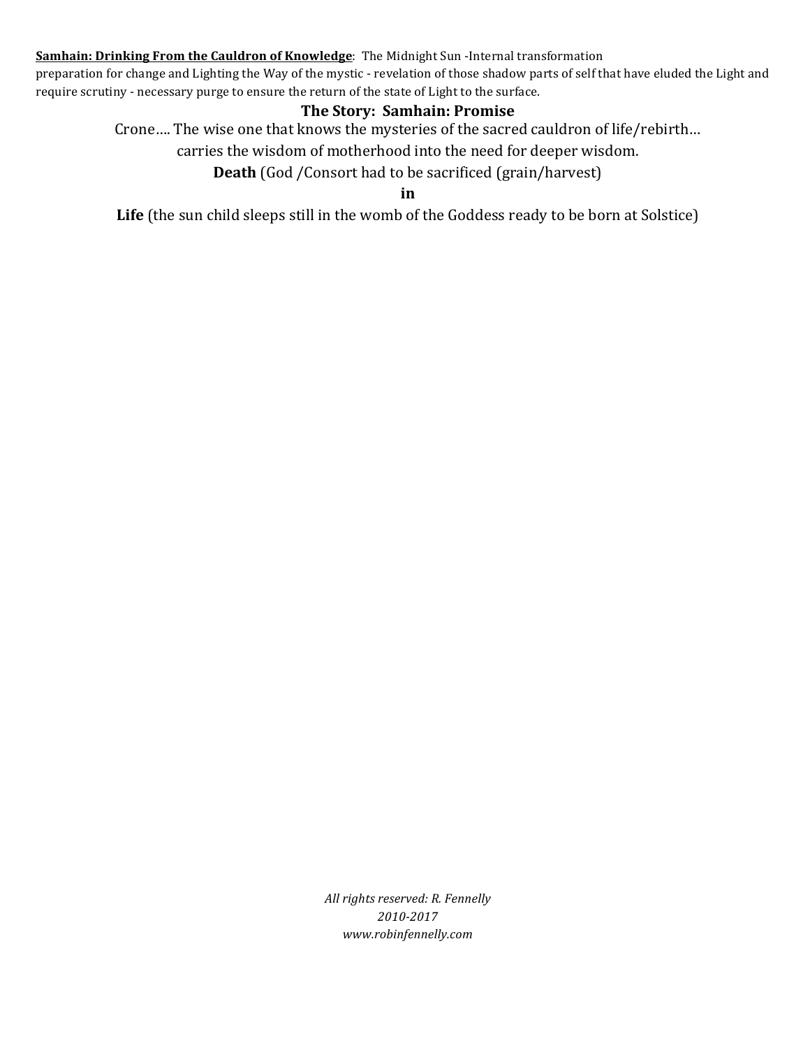**<u>Samhain: Drinking From the Cauldron of Knowledge</u>**: The Midnight Sun -Internal transformation preparation for change and Lighting the Way of the mystic - revelation of those shadow parts of self that have eluded the Light and require scrutiny - necessary purge to ensure the return of the state of Light to the surface.

**The Story: Samhain: Promise**

Crone…. The wise one that knows the mysteries of the sacred cauldron of life/rebirth…

carries the wisdom of motherhood into the need for deeper wisdom.

**Death** (God /Consort had to be sacrificed (grain/harvest)

**in**

**Life** (the sun child sleeps still in the womb of the Goddess ready to be born at Solstice)

*All rights reserved: R. Fennelly*
*2010-2017*
*www.robinfennelly.com*